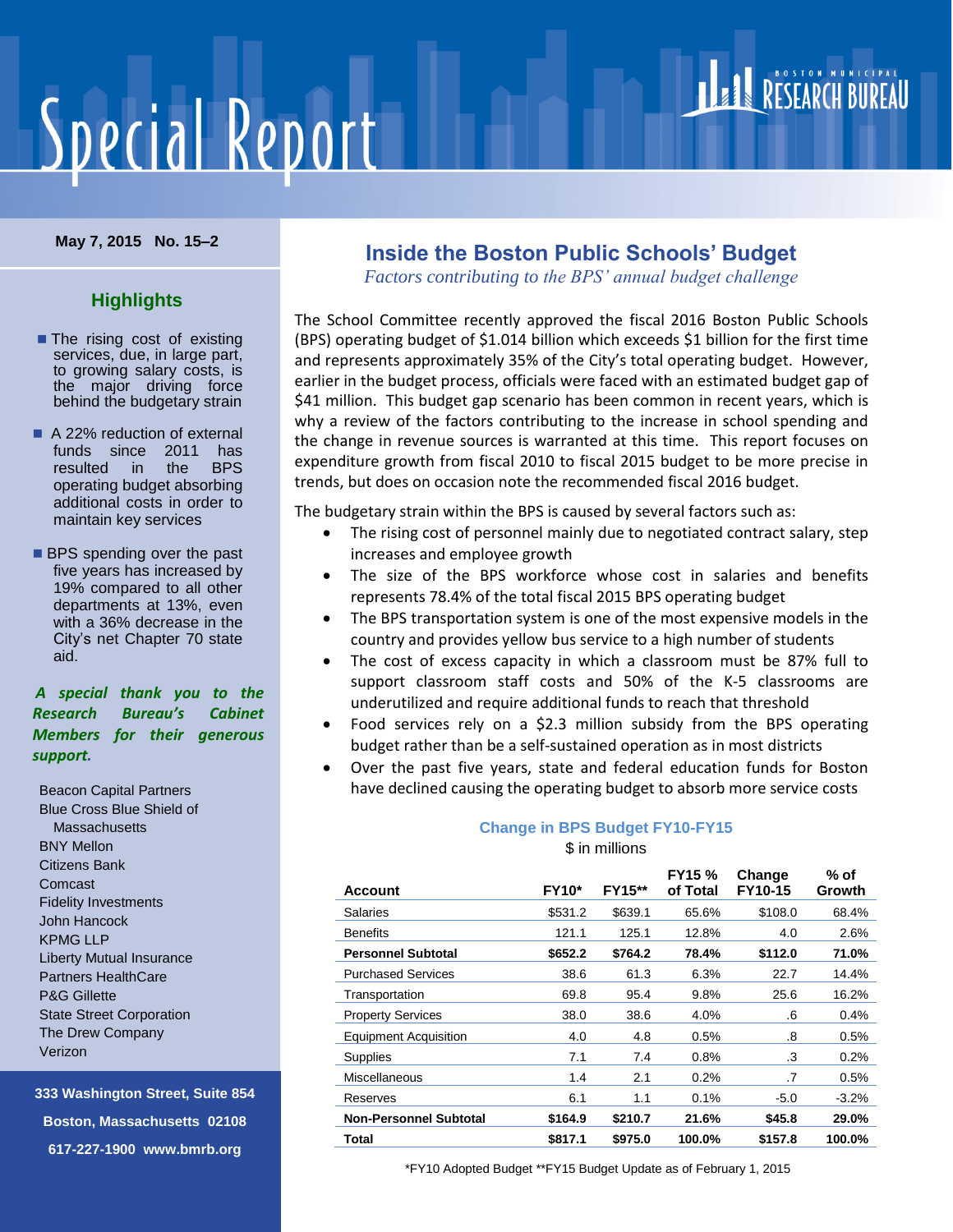# Special Report

BOSTON MUNICIPAL RESEARCH BUREAU

**May 7, 2015 No. 15–2**

## Highlights

- The rising cost of existing services, due, in large part, to growing salary costs, is the major driving force behind the budgetary strain
- A 22% reduction of external funds since 2011 has resulted in the BPS operating budget absorbing additional costs in order to maintain key services
- BPS spending over the past five years has increased by 19% compared to all other departments at 13%, even with a 36% decrease in the City's net Chapter 70 state aid.

***A special thank you to the Research Bureau's Cabinet Members for their generous support.***

Beacon Capital Partners
Blue Cross Blue Shield of Massachusetts
BNY Mellon
Citizens Bank
Comcast
Fidelity Investments
John Hancock
KPMG LLP
Liberty Mutual Insurance
Partners HealthCare
P&G Gillette
State Street Corporation
The Drew Company
Verizon

**333 Washington Street, Suite 854**
**Boston, Massachusetts 02108**
**617-227-1900 www.bmrb.org**

## Inside the Boston Public Schools' Budget

*Factors contributing to the BPS' annual budget challenge*

The School Committee recently approved the fiscal 2016 Boston Public Schools (BPS) operating budget of $1.014 billion which exceeds $1 billion for the first time and represents approximately 35% of the City's total operating budget. However, earlier in the budget process, officials were faced with an estimated budget gap of $41 million. This budget gap scenario has been common in recent years, which is why a review of the factors contributing to the increase in school spending and the change in revenue sources is warranted at this time. This report focuses on expenditure growth from fiscal 2010 to fiscal 2015 budget to be more precise in trends, but does on occasion note the recommended fiscal 2016 budget.

The budgetary strain within the BPS is caused by several factors such as:

- The rising cost of personnel mainly due to negotiated contract salary, step increases and employee growth
- The size of the BPS workforce whose cost in salaries and benefits represents 78.4% of the total fiscal 2015 BPS operating budget
- The BPS transportation system is one of the most expensive models in the country and provides yellow bus service to a high number of students
- The cost of excess capacity in which a classroom must be 87% full to support classroom staff costs and 50% of the K-5 classrooms are underutilized and require additional funds to reach that threshold
- Food services rely on a $2.3 million subsidy from the BPS operating budget rather than be a self-sustained operation as in most districts
- Over the past five years, state and federal education funds for Boston have declined causing the operating budget to absorb more service costs

**Change in BPS Budget FY10-FY15**

$ in millions

| Account | FY10* | FY15** | FY15 % of Total | Change FY10-15 | % of Growth |
|---|---|---|---|---|---|
| Salaries | $531.2 | $639.1 | 65.6% | $108.0 | 68.4% |
| Benefits | 121.1 | 125.1 | 12.8% | 4.0 | 2.6% |
| **Personnel Subtotal** | **$652.2** | **$764.2** | **78.4%** | **$112.0** | **71.0%** |
| Purchased Services | 38.6 | 61.3 | 6.3% | 22.7 | 14.4% |
| Transportation | 69.8 | 95.4 | 9.8% | 25.6 | 16.2% |
| Property Services | 38.0 | 38.6 | 4.0% | .6 | 0.4% |
| Equipment Acquisition | 4.0 | 4.8 | 0.5% | .8 | 0.5% |
| Supplies | 7.1 | 7.4 | 0.8% | .3 | 0.2% |
| Miscellaneous | 1.4 | 2.1 | 0.2% | .7 | 0.5% |
| Reserves | 6.1 | 1.1 | 0.1% | -5.0 | -3.2% |
| **Non-Personnel Subtotal** | **$164.9** | **$210.7** | **21.6%** | **$45.8** | **29.0%** |
| **Total** | **$817.1** | **$975.0** | **100.0%** | **$157.8** | **100.0%** |

*FY10 Adopted Budget **FY15 Budget Update as of February 1, 2015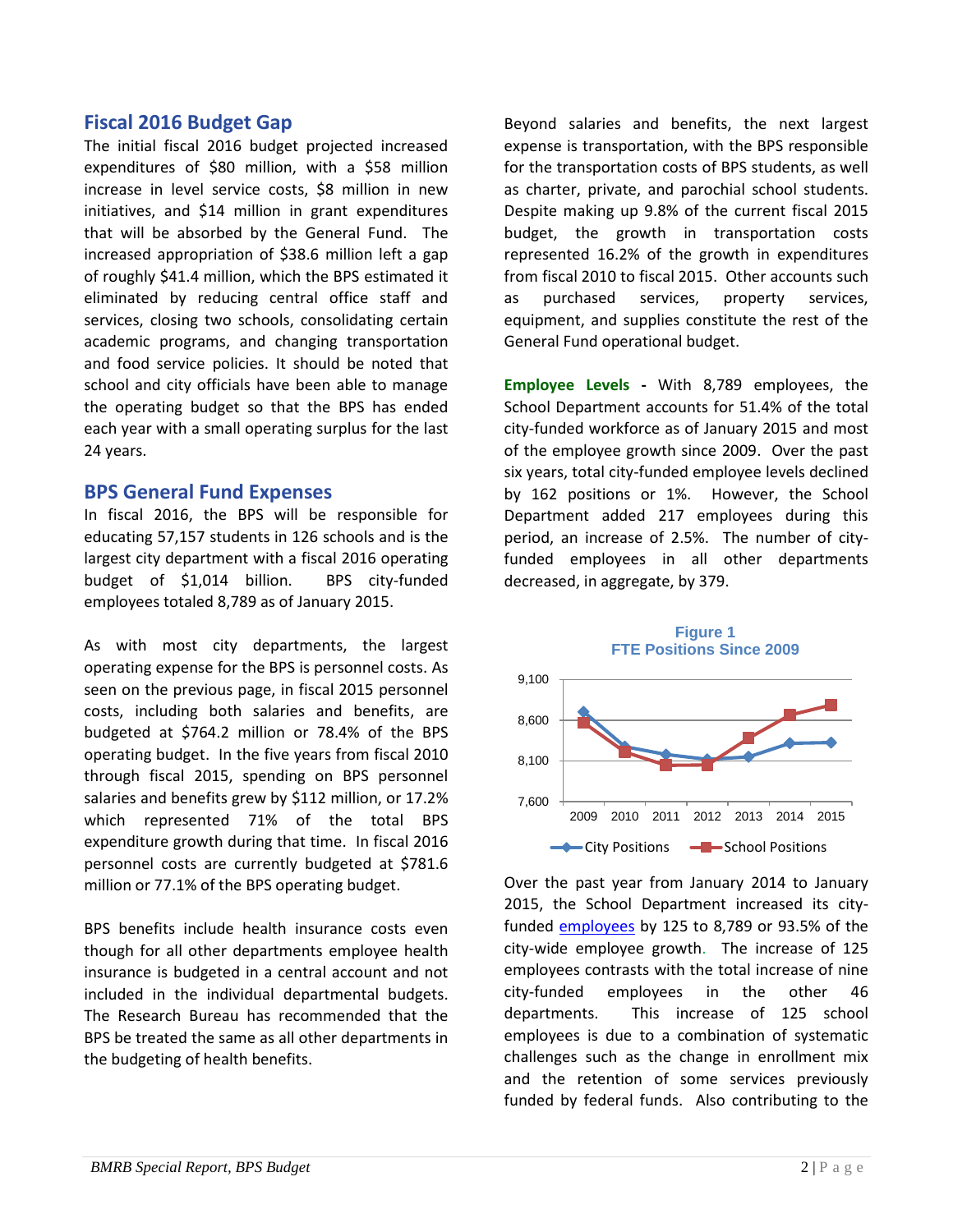## Fiscal 2016 Budget Gap

The initial fiscal 2016 budget projected increased expenditures of $80 million, with a $58 million increase in level service costs, $8 million in new initiatives, and $14 million in grant expenditures that will be absorbed by the General Fund. The increased appropriation of $38.6 million left a gap of roughly $41.4 million, which the BPS estimated it eliminated by reducing central office staff and services, closing two schools, consolidating certain academic programs, and changing transportation and food service policies. It should be noted that school and city officials have been able to manage the operating budget so that the BPS has ended each year with a small operating surplus for the last 24 years.

## BPS General Fund Expenses

In fiscal 2016, the BPS will be responsible for educating 57,157 students in 126 schools and is the largest city department with a fiscal 2016 operating budget of $1,014 billion. BPS city-funded employees totaled 8,789 as of January 2015.

As with most city departments, the largest operating expense for the BPS is personnel costs. As seen on the previous page, in fiscal 2015 personnel costs, including both salaries and benefits, are budgeted at $764.2 million or 78.4% of the BPS operating budget. In the five years from fiscal 2010 through fiscal 2015, spending on BPS personnel salaries and benefits grew by $112 million, or 17.2% which represented 71% of the total BPS expenditure growth during that time. In fiscal 2016 personnel costs are currently budgeted at $781.6 million or 77.1% of the BPS operating budget.

BPS benefits include health insurance costs even though for all other departments employee health insurance is budgeted in a central account and not included in the individual departmental budgets. The Research Bureau has recommended that the BPS be treated the same as all other departments in the budgeting of health benefits.

Beyond salaries and benefits, the next largest expense is transportation, with the BPS responsible for the transportation costs of BPS students, as well as charter, private, and parochial school students. Despite making up 9.8% of the current fiscal 2015 budget, the growth in transportation costs represented 16.2% of the growth in expenditures from fiscal 2010 to fiscal 2015. Other accounts such as purchased services, property services, equipment, and supplies constitute the rest of the General Fund operational budget.

**Employee Levels** - With 8,789 employees, the School Department accounts for 51.4% of the total city-funded workforce as of January 2015 and most of the employee growth since 2009. Over the past six years, total city-funded employee levels declined by 162 positions or 1%. However, the School Department added 217 employees during this period, an increase of 2.5%. The number of city-funded employees in all other departments decreased, in aggregate, by 379.

**Figure 1**
**FTE Positions Since 2009**

9,100
8,600
8,100
7,600
2009 2010 2011 2012 2013 2014 2015
City Positions
School Positions

Over the past year from January 2014 to January 2015, the School Department increased its city-funded employees by 125 to 8,789 or 93.5% of the city-wide employee growth. The increase of 125 employees contrasts with the total increase of nine city-funded employees in the other 46 departments. This increase of 125 school employees is due to a combination of systematic challenges such as the change in enrollment mix and the retention of some services previously funded by federal funds. Also contributing to the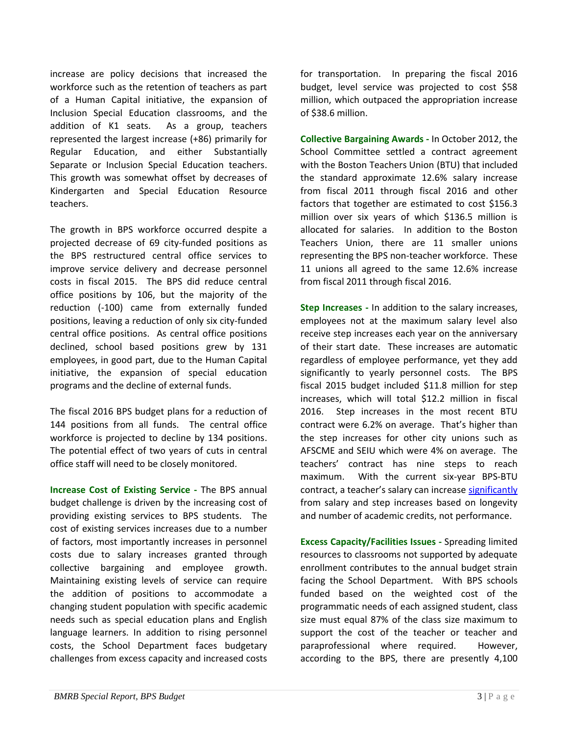increase are policy decisions that increased the workforce such as the retention of teachers as part of a Human Capital initiative, the expansion of Inclusion Special Education classrooms, and the addition of K1 seats. As a group, teachers represented the largest increase (+86) primarily for Regular Education, and either Substantially Separate or Inclusion Special Education teachers. This growth was somewhat offset by decreases of Kindergarten and Special Education Resource teachers.

The growth in BPS workforce occurred despite a projected decrease of 69 city-funded positions as the BPS restructured central office services to improve service delivery and decrease personnel costs in fiscal 2015. The BPS did reduce central office positions by 106, but the majority of the reduction (-100) came from externally funded positions, leaving a reduction of only six city-funded central office positions. As central office positions declined, school based positions grew by 131 employees, in good part, due to the Human Capital initiative, the expansion of special education programs and the decline of external funds.

The fiscal 2016 BPS budget plans for a reduction of 144 positions from all funds. The central office workforce is projected to decline by 134 positions. The potential effect of two years of cuts in central office staff will need to be closely monitored.

**Increase Cost of Existing Service -** The BPS annual budget challenge is driven by the increasing cost of providing existing services to BPS students. The cost of existing services increases due to a number of factors, most importantly increases in personnel costs due to salary increases granted through collective bargaining and employee growth. Maintaining existing levels of service can require the addition of positions to accommodate a changing student population with specific academic needs such as special education plans and English language learners. In addition to rising personnel costs, the School Department faces budgetary challenges from excess capacity and increased costs for transportation. In preparing the fiscal 2016 budget, level service was projected to cost $58 million, which outpaced the appropriation increase of $38.6 million.

**Collective Bargaining Awards -** In October 2012, the School Committee settled a contract agreement with the Boston Teachers Union (BTU) that included the standard approximate 12.6% salary increase from fiscal 2011 through fiscal 2016 and other factors that together are estimated to cost $156.3 million over six years of which $136.5 million is allocated for salaries. In addition to the Boston Teachers Union, there are 11 smaller unions representing the BPS non-teacher workforce. These 11 unions all agreed to the same 12.6% increase from fiscal 2011 through fiscal 2016.

**Step Increases -** In addition to the salary increases, employees not at the maximum salary level also receive step increases each year on the anniversary of their start date. These increases are automatic regardless of employee performance, yet they add significantly to yearly personnel costs. The BPS fiscal 2015 budget included $11.8 million for step increases, which will total $12.2 million in fiscal 2016. Step increases in the most recent BTU contract were 6.2% on average. That's higher than the step increases for other city unions such as AFSCME and SEIU which were 4% on average. The teachers' contract has nine steps to reach maximum. With the current six-year BPS-BTU contract, a teacher's salary can increase significantly from salary and step increases based on longevity and number of academic credits, not performance.

**Excess Capacity/Facilities Issues -** Spreading limited resources to classrooms not supported by adequate enrollment contributes to the annual budget strain facing the School Department. With BPS schools funded based on the weighted cost of the programmatic needs of each assigned student, class size must equal 87% of the class size maximum to support the cost of the teacher or teacher and paraprofessional where required. However, according to the BPS, there are presently 4,100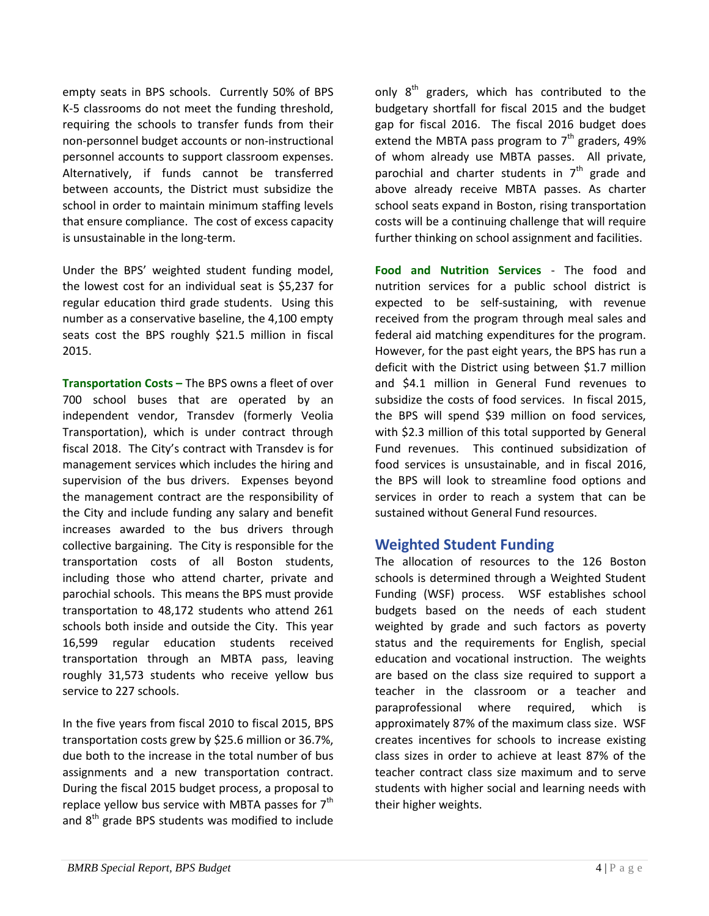empty seats in BPS schools. Currently 50% of BPS K-5 classrooms do not meet the funding threshold, requiring the schools to transfer funds from their non-personnel budget accounts or non-instructional personnel accounts to support classroom expenses. Alternatively, if funds cannot be transferred between accounts, the District must subsidize the school in order to maintain minimum staffing levels that ensure compliance. The cost of excess capacity is unsustainable in the long-term.

Under the BPS' weighted student funding model, the lowest cost for an individual seat is $5,237 for regular education third grade students. Using this number as a conservative baseline, the 4,100 empty seats cost the BPS roughly $21.5 million in fiscal 2015.

**Transportation Costs –** The BPS owns a fleet of over 700 school buses that are operated by an independent vendor, Transdev (formerly Veolia Transportation), which is under contract through fiscal 2018. The City's contract with Transdev is for management services which includes the hiring and supervision of the bus drivers. Expenses beyond the management contract are the responsibility of the City and include funding any salary and benefit increases awarded to the bus drivers through collective bargaining. The City is responsible for the transportation costs of all Boston students, including those who attend charter, private and parochial schools. This means the BPS must provide transportation to 48,172 students who attend 261 schools both inside and outside the City. This year 16,599 regular education students received transportation through an MBTA pass, leaving roughly 31,573 students who receive yellow bus service to 227 schools.

In the five years from fiscal 2010 to fiscal 2015, BPS transportation costs grew by $25.6 million or 36.7%, due both to the increase in the total number of bus assignments and a new transportation contract. During the fiscal 2015 budget process, a proposal to replace yellow bus service with MBTA passes for 7th and 8th grade BPS students was modified to include only 8th graders, which has contributed to the budgetary shortfall for fiscal 2015 and the budget gap for fiscal 2016. The fiscal 2016 budget does extend the MBTA pass program to 7th graders, 49% of whom already use MBTA passes. All private, parochial and charter students in 7th grade and above already receive MBTA passes. As charter school seats expand in Boston, rising transportation costs will be a continuing challenge that will require further thinking on school assignment and facilities.

**Food and Nutrition Services** - The food and nutrition services for a public school district is expected to be self-sustaining, with revenue received from the program through meal sales and federal aid matching expenditures for the program. However, for the past eight years, the BPS has run a deficit with the District using between $1.7 million and $4.1 million in General Fund revenues to subsidize the costs of food services. In fiscal 2015, the BPS will spend $39 million on food services, with $2.3 million of this total supported by General Fund revenues. This continued subsidization of food services is unsustainable, and in fiscal 2016, the BPS will look to streamline food options and services in order to reach a system that can be sustained without General Fund resources.

## Weighted Student Funding

The allocation of resources to the 126 Boston schools is determined through a Weighted Student Funding (WSF) process. WSF establishes school budgets based on the needs of each student weighted by grade and such factors as poverty status and the requirements for English, special education and vocational instruction. The weights are based on the class size required to support a teacher in the classroom or a teacher and paraprofessional where required, which is approximately 87% of the maximum class size. WSF creates incentives for schools to increase existing class sizes in order to achieve at least 87% of the teacher contract class size maximum and to serve students with higher social and learning needs with their higher weights.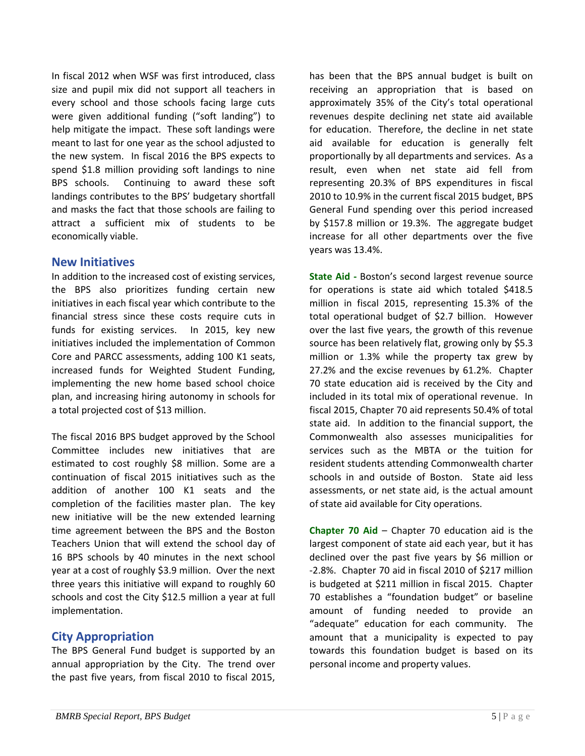In fiscal 2012 when WSF was first introduced, class size and pupil mix did not support all teachers in every school and those schools facing large cuts were given additional funding ("soft landing") to help mitigate the impact. These soft landings were meant to last for one year as the school adjusted to the new system. In fiscal 2016 the BPS expects to spend $1.8 million providing soft landings to nine BPS schools. Continuing to award these soft landings contributes to the BPS' budgetary shortfall and masks the fact that those schools are failing to attract a sufficient mix of students to be economically viable.

## New Initiatives

In addition to the increased cost of existing services, the BPS also prioritizes funding certain new initiatives in each fiscal year which contribute to the financial stress since these costs require cuts in funds for existing services. In 2015, key new initiatives included the implementation of Common Core and PARCC assessments, adding 100 K1 seats, increased funds for Weighted Student Funding, implementing the new home based school choice plan, and increasing hiring autonomy in schools for a total projected cost of $13 million.

The fiscal 2016 BPS budget approved by the School Committee includes new initiatives that are estimated to cost roughly $8 million. Some are a continuation of fiscal 2015 initiatives such as the addition of another 100 K1 seats and the completion of the facilities master plan. The key new initiative will be the new extended learning time agreement between the BPS and the Boston Teachers Union that will extend the school day of 16 BPS schools by 40 minutes in the next school year at a cost of roughly $3.9 million. Over the next three years this initiative will expand to roughly 60 schools and cost the City $12.5 million a year at full implementation.

## City Appropriation

The BPS General Fund budget is supported by an annual appropriation by the City. The trend over the past five years, from fiscal 2010 to fiscal 2015, has been that the BPS annual budget is built on receiving an appropriation that is based on approximately 35% of the City's total operational revenues despite declining net state aid available for education. Therefore, the decline in net state aid available for education is generally felt proportionally by all departments and services. As a result, even when net state aid fell from representing 20.3% of BPS expenditures in fiscal 2010 to 10.9% in the current fiscal 2015 budget, BPS General Fund spending over this period increased by $157.8 million or 19.3%. The aggregate budget increase for all other departments over the five years was 13.4%.

**State Aid -** Boston's second largest revenue source for operations is state aid which totaled $418.5 million in fiscal 2015, representing 15.3% of the total operational budget of $2.7 billion. However over the last five years, the growth of this revenue source has been relatively flat, growing only by $5.3 million or 1.3% while the property tax grew by 27.2% and the excise revenues by 61.2%. Chapter 70 state education aid is received by the City and included in its total mix of operational revenue. In fiscal 2015, Chapter 70 aid represents 50.4% of total state aid. In addition to the financial support, the Commonwealth also assesses municipalities for services such as the MBTA or the tuition for resident students attending Commonwealth charter schools in and outside of Boston. State aid less assessments, or net state aid, is the actual amount of state aid available for City operations.

**Chapter 70 Aid** – Chapter 70 education aid is the largest component of state aid each year, but it has declined over the past five years by $6 million or -2.8%. Chapter 70 aid in fiscal 2010 of $217 million is budgeted at $211 million in fiscal 2015. Chapter 70 establishes a "foundation budget" or baseline amount of funding needed to provide an "adequate" education for each community. The amount that a municipality is expected to pay towards this foundation budget is based on its personal income and property values.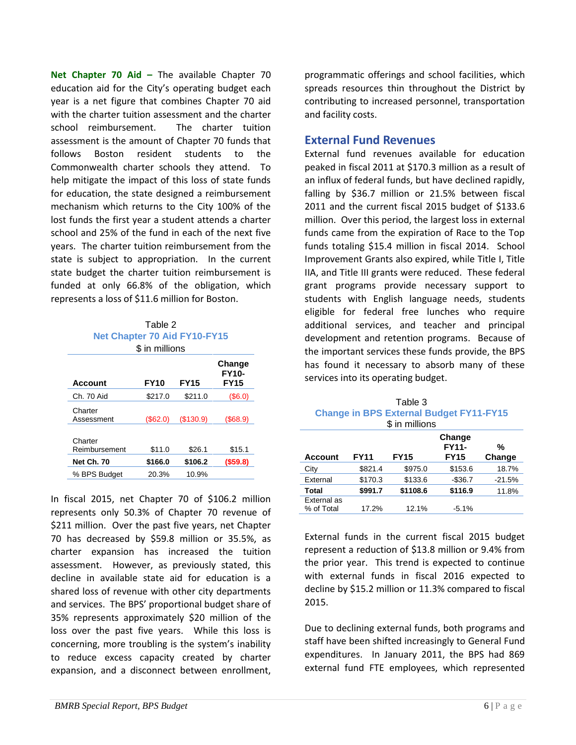**Net Chapter 70 Aid –** The available Chapter 70 education aid for the City's operating budget each year is a net figure that combines Chapter 70 aid with the charter tuition assessment and the charter school reimbursement. The charter tuition assessment is the amount of Chapter 70 funds that follows Boston resident students to the Commonwealth charter schools they attend. To help mitigate the impact of this loss of state funds for education, the state designed a reimbursement mechanism which returns to the City 100% of the lost funds the first year a student attends a charter school and 25% of the fund in each of the next five years. The charter tuition reimbursement from the state is subject to appropriation. In the current state budget the charter tuition reimbursement is funded at only 66.8% of the obligation, which represents a loss of $11.6 million for Boston.

Table 2
**Net Chapter 70 Aid FY10-FY15**
$ in millions

| Account | FY10 | FY15 | Change FY10-FY15 |
|---|---|---|---|
| Ch. 70 Aid | $217.0 | $211.0 | ($6.0) |
| Charter Assessment | ($62.0) | ($130.9) | ($68.9) |
| Charter Reimbursement | $11.0 | $26.1 | $15.1 |
| **Net Ch. 70** | **$166.0** | **$106.2** | **($59.8)** |
| % BPS Budget | 20.3% | 10.9% | |

In fiscal 2015, net Chapter 70 of $106.2 million represents only 50.3% of Chapter 70 revenue of $211 million. Over the past five years, net Chapter 70 has decreased by $59.8 million or 35.5%, as charter expansion has increased the tuition assessment. However, as previously stated, this decline in available state aid for education is a shared loss of revenue with other city departments and services. The BPS' proportional budget share of 35% represents approximately $20 million of the loss over the past five years. While this loss is concerning, more troubling is the system's inability to reduce excess capacity created by charter expansion, and a disconnect between enrollment, programmatic offerings and school facilities, which spreads resources thin throughout the District by contributing to increased personnel, transportation and facility costs.

## External Fund Revenues

External fund revenues available for education peaked in fiscal 2011 at $170.3 million as a result of an influx of federal funds, but have declined rapidly, falling by $36.7 million or 21.5% between fiscal 2011 and the current fiscal 2015 budget of $133.6 million. Over this period, the largest loss in external funds came from the expiration of Race to the Top funds totaling $15.4 million in fiscal 2014. School Improvement Grants also expired, while Title I, Title IIA, and Title III grants were reduced. These federal grant programs provide necessary support to students with English language needs, students eligible for federal free lunches who require additional services, and teacher and principal development and retention programs. Because of the important services these funds provide, the BPS has found it necessary to absorb many of these services into its operating budget.

Table 3
**Change in BPS External Budget FY11-FY15**
$ in millions

| Account | FY11 | FY15 | Change FY11-FY15 | % Change |
|---|---|---|---|---|
| City | $821.4 | $975.0 | $153.6 | 18.7% |
| External | $170.3 | $133.6 | -$36.7 | -21.5% |
| **Total** | **$991.7** | **$1108.6** | **$116.9** | 11.8% |
| External as % of Total | 17.2% | 12.1% | -5.1% | |

External funds in the current fiscal 2015 budget represent a reduction of $13.8 million or 9.4% from the prior year. This trend is expected to continue with external funds in fiscal 2016 expected to decline by $15.2 million or 11.3% compared to fiscal 2015.

Due to declining external funds, both programs and staff have been shifted increasingly to General Fund expenditures. In January 2011, the BPS had 869 external fund FTE employees, which represented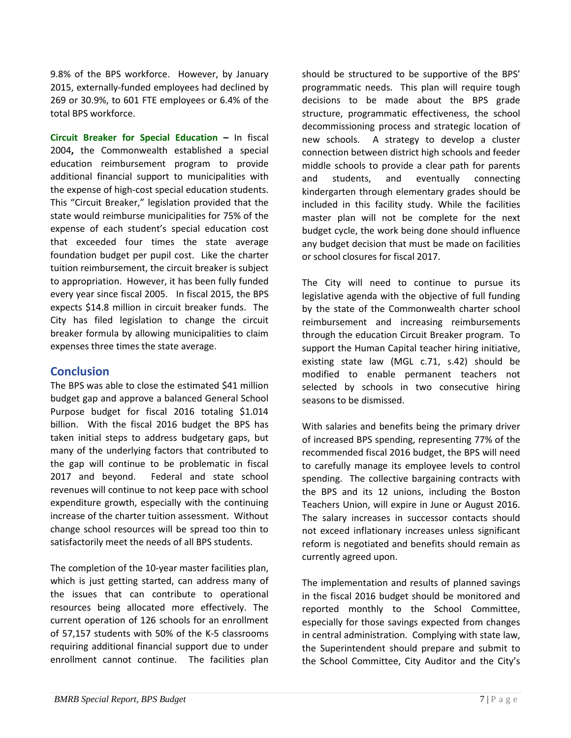9.8% of the BPS workforce. However, by January 2015, externally-funded employees had declined by 269 or 30.9%, to 601 FTE employees or 6.4% of the total BPS workforce.

**Circuit Breaker for Special Education –** In fiscal 2004**,** the Commonwealth established a special education reimbursement program to provide additional financial support to municipalities with the expense of high-cost special education students. This "Circuit Breaker," legislation provided that the state would reimburse municipalities for 75% of the expense of each student's special education cost that exceeded four times the state average foundation budget per pupil cost. Like the charter tuition reimbursement, the circuit breaker is subject to appropriation. However, it has been fully funded every year since fiscal 2005. In fiscal 2015, the BPS expects $14.8 million in circuit breaker funds. The City has filed legislation to change the circuit breaker formula by allowing municipalities to claim expenses three times the state average.

## Conclusion

The BPS was able to close the estimated $41 million budget gap and approve a balanced General School Purpose budget for fiscal 2016 totaling $1.014 billion. With the fiscal 2016 budget the BPS has taken initial steps to address budgetary gaps, but many of the underlying factors that contributed to the gap will continue to be problematic in fiscal 2017 and beyond. Federal and state school revenues will continue to not keep pace with school expenditure growth, especially with the continuing increase of the charter tuition assessment. Without change school resources will be spread too thin to satisfactorily meet the needs of all BPS students.

The completion of the 10-year master facilities plan, which is just getting started, can address many of the issues that can contribute to operational resources being allocated more effectively. The current operation of 126 schools for an enrollment of 57,157 students with 50% of the K-5 classrooms requiring additional financial support due to under enrollment cannot continue. The facilities plan should be structured to be supportive of the BPS' programmatic needs. This plan will require tough decisions to be made about the BPS grade structure, programmatic effectiveness, the school decommissioning process and strategic location of new schools. A strategy to develop a cluster connection between district high schools and feeder middle schools to provide a clear path for parents and students, and eventually connecting kindergarten through elementary grades should be included in this facility study. While the facilities master plan will not be complete for the next budget cycle, the work being done should influence any budget decision that must be made on facilities or school closures for fiscal 2017.

The City will need to continue to pursue its legislative agenda with the objective of full funding by the state of the Commonwealth charter school reimbursement and increasing reimbursements through the education Circuit Breaker program. To support the Human Capital teacher hiring initiative, existing state law (MGL c.71, s.42) should be modified to enable permanent teachers not selected by schools in two consecutive hiring seasons to be dismissed.

With salaries and benefits being the primary driver of increased BPS spending, representing 77% of the recommended fiscal 2016 budget, the BPS will need to carefully manage its employee levels to control spending. The collective bargaining contracts with the BPS and its 12 unions, including the Boston Teachers Union, will expire in June or August 2016. The salary increases in successor contacts should not exceed inflationary increases unless significant reform is negotiated and benefits should remain as currently agreed upon.

The implementation and results of planned savings in the fiscal 2016 budget should be monitored and reported monthly to the School Committee, especially for those savings expected from changes in central administration. Complying with state law, the Superintendent should prepare and submit to the School Committee, City Auditor and the City's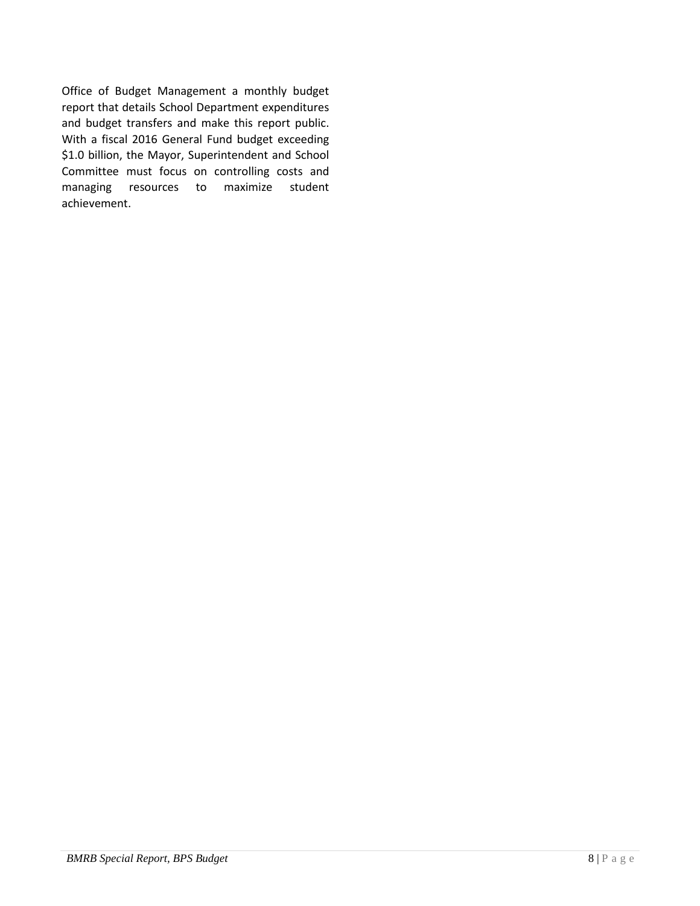Office of Budget Management a monthly budget report that details School Department expenditures and budget transfers and make this report public. With a fiscal 2016 General Fund budget exceeding $1.0 billion, the Mayor, Superintendent and School Committee must focus on controlling costs and managing resources to maximize student achievement.